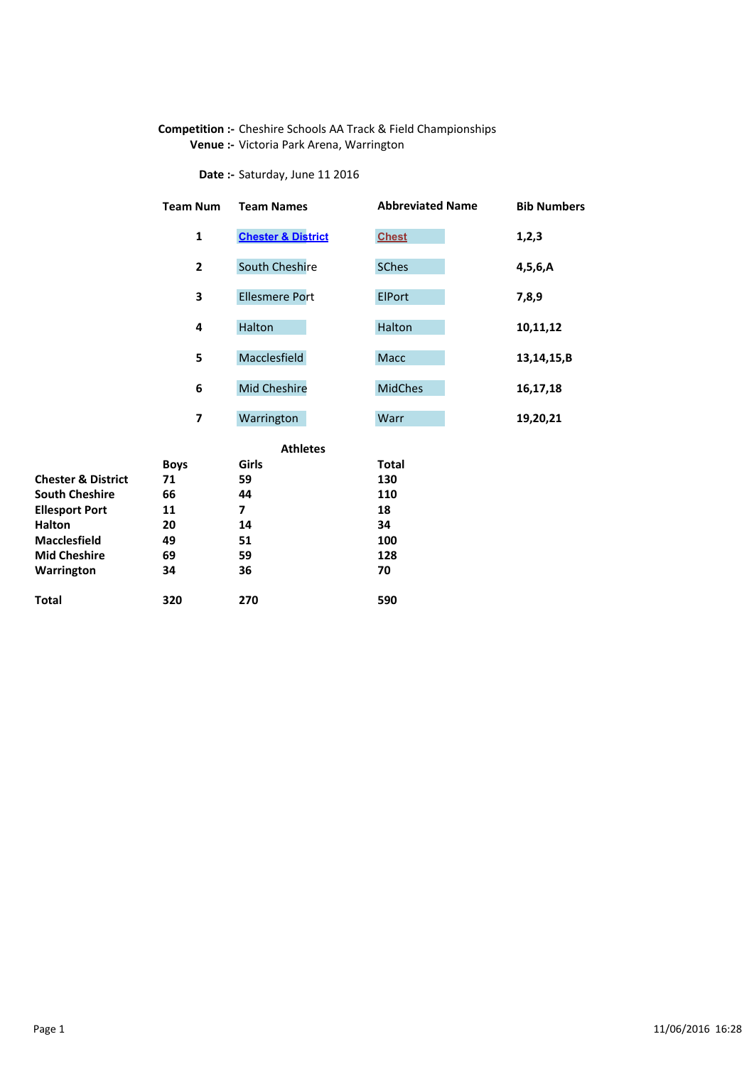**Competition :-** Cheshire Schools AA Track & Field Championships
**Venue :-** Victoria Park Arena, Warrington

**Date :-** Saturday, June 11 2016

| Team Num | Team Names | Abbreviated Name | Bib Numbers |
|---|---|---|---|
| 1 | Chester & District | Chest | 1,2,3 |
| 2 | South Cheshire | SChes | 4,5,6,A |
| 3 | Ellesmere Port | ElPort | 7,8,9 |
| 4 | Halton | Halton | 10,11,12 |
| 5 | Macclesfield | Macc | 13,14,15,B |
| 6 | Mid Cheshire | MidChes | 16,17,18 |
| 7 | Warrington | Warr | 19,20,21 |

**Athletes**

| | Boys | Girls | Total |
|---|---|---|---|
| **Chester & District** | 71 | 59 | 130 |
| **South Cheshire** | 66 | 44 | 110 |
| **Ellesport Port** | 11 | 7 | 18 |
| **Halton** | 20 | 14 | 34 |
| **Macclesfield** | 49 | 51 | 100 |
| **Mid Cheshire** | 69 | 59 | 128 |
| **Warrington** | 34 | 36 | 70 |
| **Total** | 320 | 270 | 590 |

11/06/2016 16:28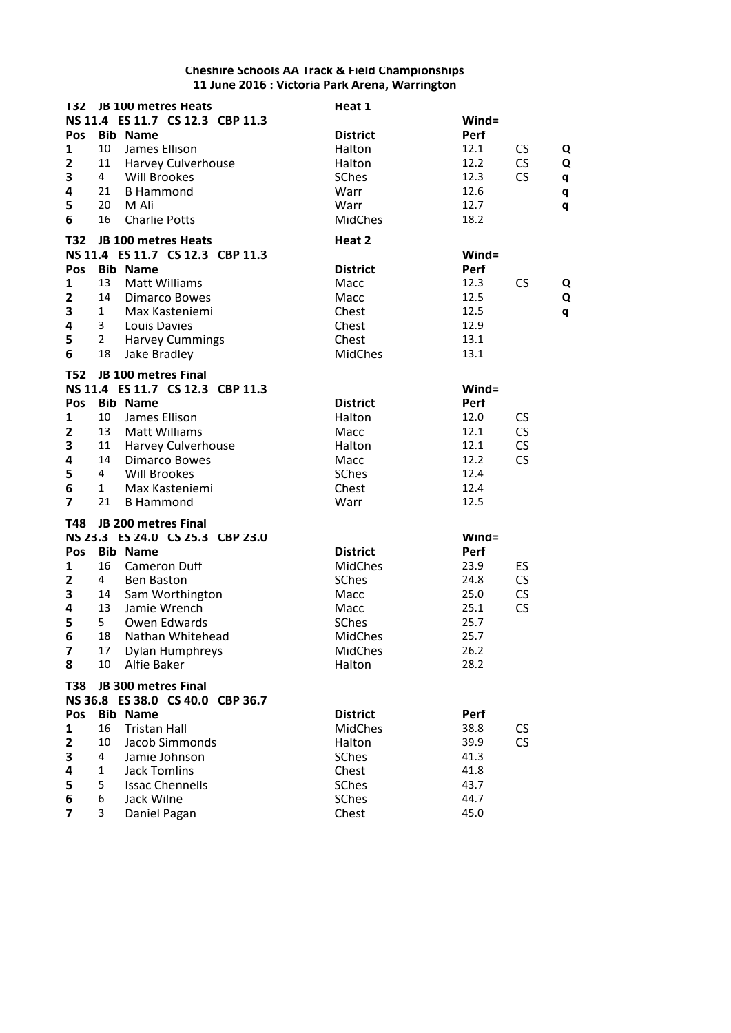# Cheshire Schools AA Track & Field Championships
## 11 June 2016 : Victoria Park Arena, Warrington

**T32 JB 100 metres Heats** — **Heat 1**

**NS 11.4 ES 11.7 CS 12.3 CBP 11.3** — **Wind=**

| Pos | Bib | Name | District | Perf | | |
|---|---|---|---|---|---|---|
| 1 | 10 | James Ellison | Halton | 12.1 | CS | Q |
| 2 | 11 | Harvey Culverhouse | Halton | 12.2 | CS | Q |
| 3 | 4 | Will Brookes | SChes | 12.3 | CS | q |
| 4 | 21 | B Hammond | Warr | 12.6 | | q |
| 5 | 20 | M Ali | Warr | 12.7 | | q |
| 6 | 16 | Charlie Potts | MidChes | 18.2 | | |

**T32 JB 100 metres Heats** — **Heat 2**

**NS 11.4 ES 11.7 CS 12.3 CBP 11.3** — **Wind=**

| Pos | Bib | Name | District | Perf | | |
|---|---|---|---|---|---|---|
| 1 | 13 | Matt Williams | Macc | 12.3 | CS | Q |
| 2 | 14 | Dimarco Bowes | Macc | 12.5 | | Q |
| 3 | 1 | Max Kasteniemi | Chest | 12.5 | | q |
| 4 | 3 | Louis Davies | Chest | 12.9 | | |
| 5 | 2 | Harvey Cummings | Chest | 13.1 | | |
| 6 | 18 | Jake Bradley | MidChes | 13.1 | | |

**T52 JB 100 metres Final**

**NS 11.4 ES 11.7 CS 12.3 CBP 11.3** — **Wind=**

| Pos | Bib | Name | District | Perf | |
|---|---|---|---|---|---|
| 1 | 10 | James Ellison | Halton | 12.0 | CS |
| 2 | 13 | Matt Williams | Macc | 12.1 | CS |
| 3 | 11 | Harvey Culverhouse | Halton | 12.1 | CS |
| 4 | 14 | Dimarco Bowes | Macc | 12.2 | CS |
| 5 | 4 | Will Brookes | SChes | 12.4 | |
| 6 | 1 | Max Kasteniemi | Chest | 12.4 | |
| 7 | 21 | B Hammond | Warr | 12.5 | |

**T48 JB 200 metres Final**

**NS 23.3 ES 24.0 CS 25.3 CBP 23.0** — **Wind=**

| Pos | Bib | Name | District | Perf | |
|---|---|---|---|---|---|
| 1 | 16 | Cameron Duff | MidChes | 23.9 | ES |
| 2 | 4 | Ben Baston | SChes | 24.8 | CS |
| 3 | 14 | Sam Worthington | Macc | 25.0 | CS |
| 4 | 13 | Jamie Wrench | Macc | 25.1 | CS |
| 5 | 5 | Owen Edwards | SChes | 25.7 | |
| 6 | 18 | Nathan Whitehead | MidChes | 25.7 | |
| 7 | 17 | Dylan Humphreys | MidChes | 26.2 | |
| 8 | 10 | Alfie Baker | Halton | 28.2 | |

**T38 JB 300 metres Final**

**NS 36.8 ES 38.0 CS 40.0 CBP 36.7**

| Pos | Bib | Name | District | Perf | |
|---|---|---|---|---|---|
| 1 | 16 | Tristan Hall | MidChes | 38.8 | CS |
| 2 | 10 | Jacob Simmonds | Halton | 39.9 | CS |
| 3 | 4 | Jamie Johnson | SChes | 41.3 | |
| 4 | 1 | Jack Tomlins | Chest | 41.8 | |
| 5 | 5 | Issac Chennells | SChes | 43.7 | |
| 6 | 6 | Jack Wilne | SChes | 44.7 | |
| 7 | 3 | Daniel Pagan | Chest | 45.0 | |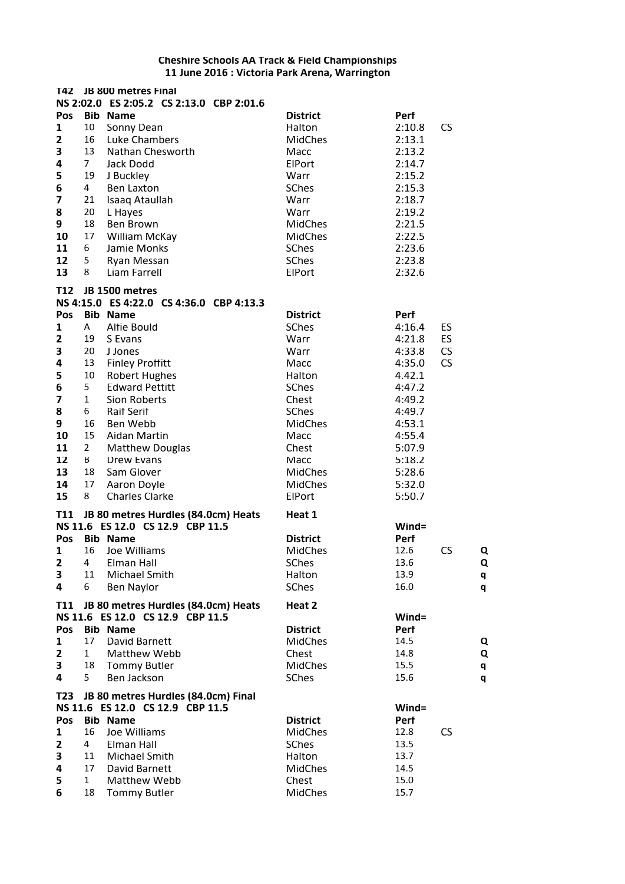**Cheshire Schools AA Track & Field Championships**
**11 June 2016 : Victoria Park Arena, Warrington**

### T42 JB 800 metres Final

**NS 2:02.0 ES 2:05.2 CS 2:13.0 CBP 2:01.6**

| Pos | Bib | Name | District | Perf | |
|---|---|---|---|---|---|
| 1 | 10 | Sonny Dean | Halton | 2:10.8 | CS |
| 2 | 16 | Luke Chambers | MidChes | 2:13.1 | |
| 3 | 13 | Nathan Chesworth | Macc | 2:13.2 | |
| 4 | 7 | Jack Dodd | ElPort | 2:14.7 | |
| 5 | 19 | J Buckley | Warr | 2:15.2 | |
| 6 | 4 | Ben Laxton | SChes | 2:15.3 | |
| 7 | 21 | Isaaq Ataullah | Warr | 2:18.7 | |
| 8 | 20 | L Hayes | Warr | 2:19.2 | |
| 9 | 18 | Ben Brown | MidChes | 2:21.5 | |
| 10 | 17 | William McKay | MidChes | 2:22.5 | |
| 11 | 6 | Jamie Monks | SChes | 2:23.6 | |
| 12 | 5 | Ryan Messan | SChes | 2:23.8 | |
| 13 | 8 | Liam Farrell | ElPort | 2:32.6 | |

### T12 JB 1500 metres

**NS 4:15.0 ES 4:22.0 CS 4:36.0 CBP 4:13.3**

| Pos | Bib | Name | District | Perf | |
|---|---|---|---|---|---|
| 1 | A | Alfie Bould | SChes | 4:16.4 | ES |
| 2 | 19 | S Evans | Warr | 4:21.8 | ES |
| 3 | 20 | J Jones | Warr | 4:33.8 | CS |
| 4 | 13 | Finley Proffitt | Macc | 4:35.0 | CS |
| 5 | 10 | Robert Hughes | Halton | 4.42.1 | |
| 6 | 5 | Edward Pettitt | SChes | 4:47.2 | |
| 7 | 1 | Sion Roberts | Chest | 4:49.2 | |
| 8 | 6 | Raif Serif | SChes | 4:49.7 | |
| 9 | 16 | Ben Webb | MidChes | 4:53.1 | |
| 10 | 15 | Aidan Martin | Macc | 4:55.4 | |
| 11 | 2 | Matthew Douglas | Chest | 5:07.9 | |
| 12 | B | Drew Evans | Macc | 5:18.2 | |
| 13 | 18 | Sam Glover | MidChes | 5:28.6 | |
| 14 | 17 | Aaron Doyle | MidChes | 5:32.0 | |
| 15 | 8 | Charles Clarke | ElPort | 5:50.7 | |

### T11 JB 80 metres Hurdles (84.0cm) Heats — Heat 1

**NS 11.6 ES 12.0 CS 12.9 CBP 11.5** — Wind=

| Pos | Bib | Name | District | Perf | | |
|---|---|---|---|---|---|---|
| 1 | 16 | Joe Williams | MidChes | 12.6 | CS | Q |
| 2 | 4 | Elman Hall | SChes | 13.6 | | Q |
| 3 | 11 | Michael Smith | Halton | 13.9 | | q |
| 4 | 6 | Ben Naylor | SChes | 16.0 | | q |

### T11 JB 80 metres Hurdles (84.0cm) Heats — Heat 2

**NS 11.6 ES 12.0 CS 12.9 CBP 11.5** — Wind=

| Pos | Bib | Name | District | Perf | | |
|---|---|---|---|---|---|---|
| 1 | 17 | David Barnett | MidChes | 14.5 | | Q |
| 2 | 1 | Matthew Webb | Chest | 14.8 | | Q |
| 3 | 18 | Tommy Butler | MidChes | 15.5 | | q |
| 4 | 5 | Ben Jackson | SChes | 15.6 | | q |

### T23 JB 80 metres Hurdles (84.0cm) Final

**NS 11.6 ES 12.0 CS 12.9 CBP 11.5** — Wind=

| Pos | Bib | Name | District | Perf | |
|---|---|---|---|---|---|
| 1 | 16 | Joe Williams | MidChes | 12.8 | CS |
| 2 | 4 | Elman Hall | SChes | 13.5 | |
| 3 | 11 | Michael Smith | Halton | 13.7 | |
| 4 | 17 | David Barnett | MidChes | 14.5 | |
| 5 | 1 | Matthew Webb | Chest | 15.0 | |
| 6 | 18 | Tommy Butler | MidChes | 15.7 | |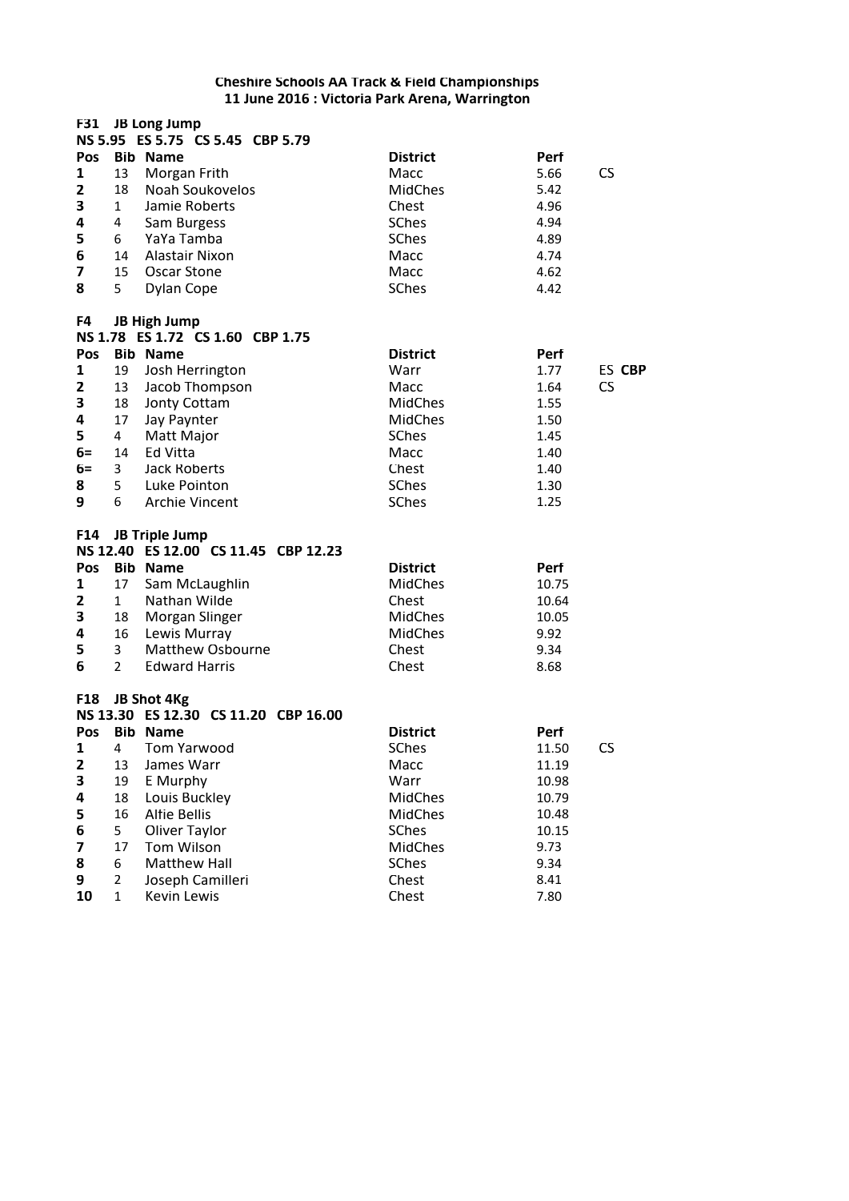**Cheshire Schools AA Track & Field Championships**
**11 June 2016 : Victoria Park Arena, Warrington**

**F31 JB Long Jump**
**NS 5.95 ES 5.75 CS 5.45 CBP 5.79**

| Pos | Bib | Name | District | Perf | |
|---|---|---|---|---|---|
| 1 | 13 | Morgan Frith | Macc | 5.66 | CS |
| 2 | 18 | Noah Soukovelos | MidChes | 5.42 | |
| 3 | 1 | Jamie Roberts | Chest | 4.96 | |
| 4 | 4 | Sam Burgess | SChes | 4.94 | |
| 5 | 6 | YaYa Tamba | SChes | 4.89 | |
| 6 | 14 | Alastair Nixon | Macc | 4.74 | |
| 7 | 15 | Oscar Stone | Macc | 4.62 | |
| 8 | 5 | Dylan Cope | SChes | 4.42 | |

**F4 JB High Jump**
**NS 1.78 ES 1.72 CS 1.60 CBP 1.75**

| Pos | Bib | Name | District | Perf | |
|---|---|---|---|---|---|
| 1 | 19 | Josh Herrington | Warr | 1.77 | ES **CBP** |
| 2 | 13 | Jacob Thompson | Macc | 1.64 | CS |
| 3 | 18 | Jonty Cottam | MidChes | 1.55 | |
| 4 | 17 | Jay Paynter | MidChes | 1.50 | |
| 5 | 4 | Matt Major | SChes | 1.45 | |
| 6= | 14 | Ed Vitta | Macc | 1.40 | |
| 6= | 3 | Jack Roberts | Chest | 1.40 | |
| 8 | 5 | Luke Pointon | SChes | 1.30 | |
| 9 | 6 | Archie Vincent | SChes | 1.25 | |

**F14 JB Triple Jump**
**NS 12.40 ES 12.00 CS 11.45 CBP 12.23**

| Pos | Bib | Name | District | Perf |
|---|---|---|---|---|
| 1 | 17 | Sam McLaughlin | MidChes | 10.75 |
| 2 | 1 | Nathan Wilde | Chest | 10.64 |
| 3 | 18 | Morgan Slinger | MidChes | 10.05 |
| 4 | 16 | Lewis Murray | MidChes | 9.92 |
| 5 | 3 | Matthew Osbourne | Chest | 9.34 |
| 6 | 2 | Edward Harris | Chest | 8.68 |

**F18 JB Shot 4Kg**
**NS 13.30 ES 12.30 CS 11.20 CBP 16.00**

| Pos | Bib | Name | District | Perf | |
|---|---|---|---|---|---|
| 1 | 4 | Tom Yarwood | SChes | 11.50 | CS |
| 2 | 13 | James Warr | Macc | 11.19 | |
| 3 | 19 | E Murphy | Warr | 10.98 | |
| 4 | 18 | Louis Buckley | MidChes | 10.79 | |
| 5 | 16 | Alfie Bellis | MidChes | 10.48 | |
| 6 | 5 | Oliver Taylor | SChes | 10.15 | |
| 7 | 17 | Tom Wilson | MidChes | 9.73 | |
| 8 | 6 | Matthew Hall | SChes | 9.34 | |
| 9 | 2 | Joseph Camilleri | Chest | 8.41 | |
| 10 | 1 | Kevin Lewis | Chest | 7.80 | |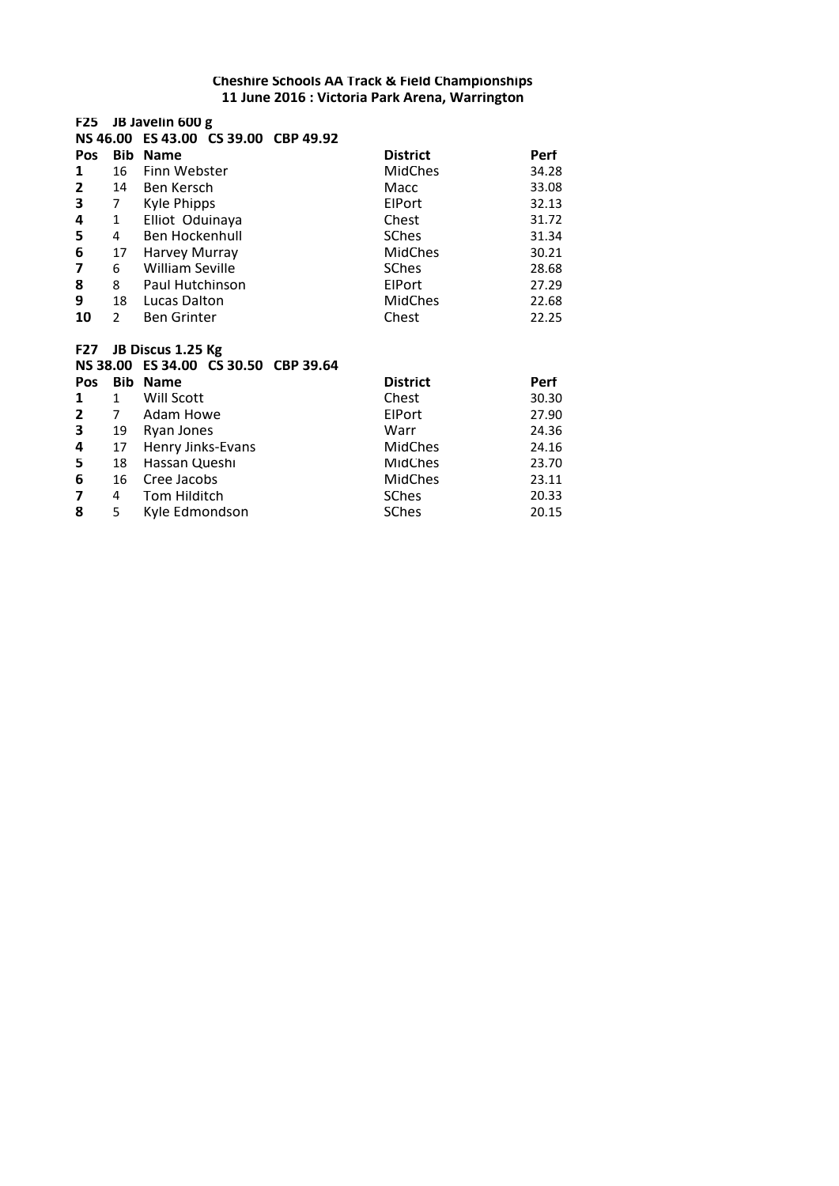**Cheshire Schools AA Track & Field Championships**
**11 June 2016 : Victoria Park Arena, Warrington**

**F25 JB Javelin 600 g**

**NS 46.00 ES 43.00 CS 39.00 CBP 49.92**

| Pos | Bib | Name | District | Perf |
|---|---|---|---|---|
| 1 | 16 | Finn Webster | MidChes | 34.28 |
| 2 | 14 | Ben Kersch | Macc | 33.08 |
| 3 | 7 | Kyle Phipps | ElPort | 32.13 |
| 4 | 1 | Elliot Oduinaya | Chest | 31.72 |
| 5 | 4 | Ben Hockenhull | SChes | 31.34 |
| 6 | 17 | Harvey Murray | MidChes | 30.21 |
| 7 | 6 | William Seville | SChes | 28.68 |
| 8 | 8 | Paul Hutchinson | ElPort | 27.29 |
| 9 | 18 | Lucas Dalton | MidChes | 22.68 |
| 10 | 2 | Ben Grinter | Chest | 22.25 |

**F27 JB Discus 1.25 Kg**

**NS 38.00 ES 34.00 CS 30.50 CBP 39.64**

| Pos | Bib | Name | District | Perf |
|---|---|---|---|---|
| 1 | 1 | Will Scott | Chest | 30.30 |
| 2 | 7 | Adam Howe | ElPort | 27.90 |
| 3 | 19 | Ryan Jones | Warr | 24.36 |
| 4 | 17 | Henry Jinks-Evans | MidChes | 24.16 |
| 5 | 18 | Hassan Queshi | MidChes | 23.70 |
| 6 | 16 | Cree Jacobs | MidChes | 23.11 |
| 7 | 4 | Tom Hilditch | SChes | 20.33 |
| 8 | 5 | Kyle Edmondson | SChes | 20.15 |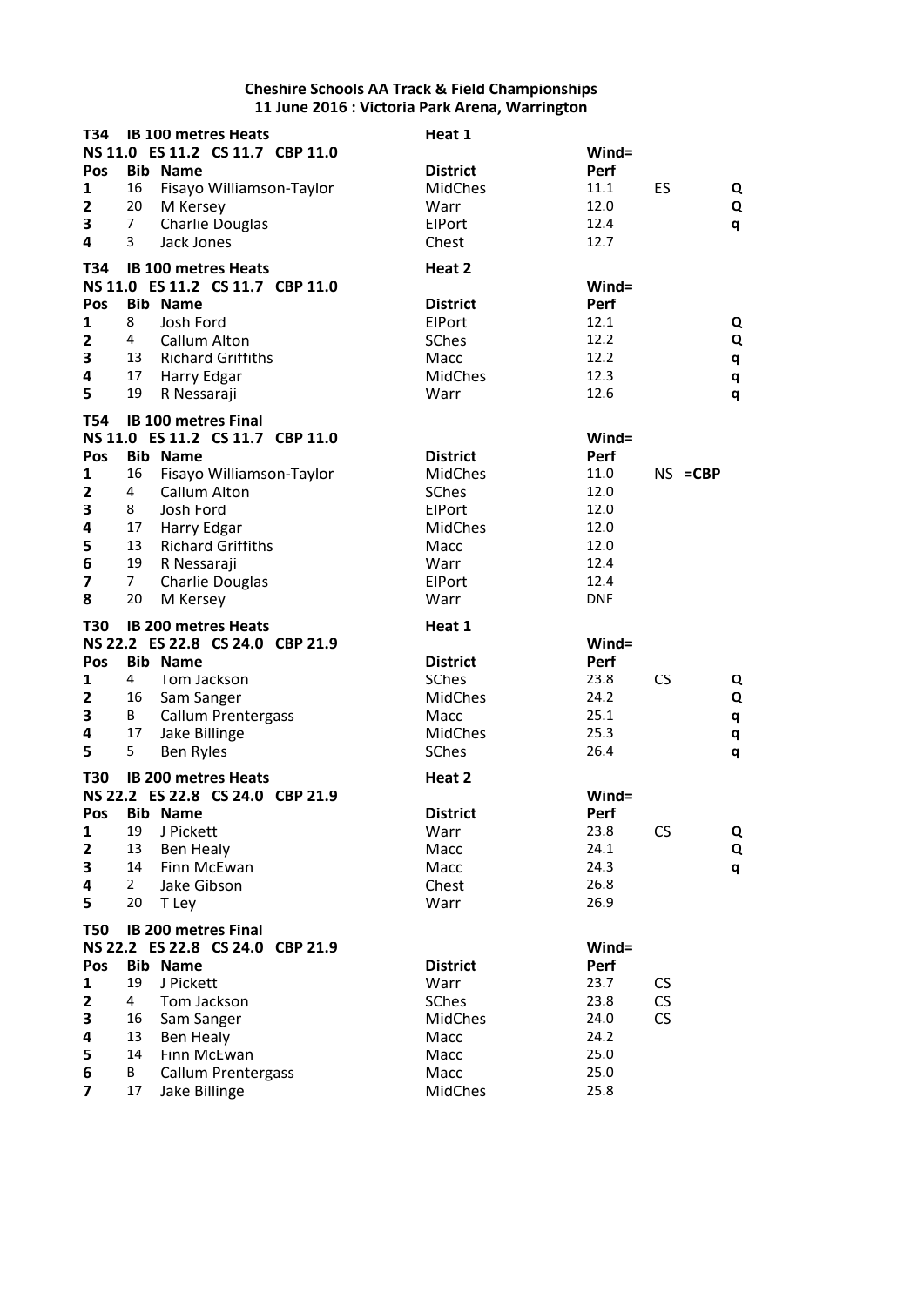**Cheshire Schools AA Track & Field Championships**
**11 June 2016 : Victoria Park Arena, Warrington**

**T34 IB 100 metres Heats** — **Heat 1**
**NS 11.0 ES 11.2 CS 11.7 CBP 11.0** — **Wind=**

| Pos | Bib | Name | District | Perf | | |
|---|---|---|---|---|---|---|
| 1 | 16 | Fisayo Williamson-Taylor | MidChes | 11.1 | ES | Q |
| 2 | 20 | M Kersey | Warr | 12.0 | | Q |
| 3 | 7 | Charlie Douglas | ElPort | 12.4 | | q |
| 4 | 3 | Jack Jones | Chest | 12.7 | | |

**T34 IB 100 metres Heats** — **Heat 2**
**NS 11.0 ES 11.2 CS 11.7 CBP 11.0** — **Wind=**

| Pos | Bib | Name | District | Perf | | |
|---|---|---|---|---|---|---|
| 1 | 8 | Josh Ford | ElPort | 12.1 | | Q |
| 2 | 4 | Callum Alton | SChes | 12.2 | | Q |
| 3 | 13 | Richard Griffiths | Macc | 12.2 | | q |
| 4 | 17 | Harry Edgar | MidChes | 12.3 | | q |
| 5 | 19 | R Nessaraji | Warr | 12.6 | | q |

**T54 IB 100 metres Final**
**NS 11.0 ES 11.2 CS 11.7 CBP 11.0** — **Wind=**

| Pos | Bib | Name | District | Perf | | |
|---|---|---|---|---|---|---|
| 1 | 16 | Fisayo Williamson-Taylor | MidChes | 11.0 | NS | **=CBP** |
| 2 | 4 | Callum Alton | SChes | 12.0 | | |
| 3 | 8 | Josh Ford | ElPort | 12.0 | | |
| 4 | 17 | Harry Edgar | MidChes | 12.0 | | |
| 5 | 13 | Richard Griffiths | Macc | 12.0 | | |
| 6 | 19 | R Nessaraji | Warr | 12.4 | | |
| 7 | 7 | Charlie Douglas | ElPort | 12.4 | | |
| 8 | 20 | M Kersey | Warr | DNF | | |

**T30 IB 200 metres Heats** — **Heat 1**
**NS 22.2 ES 22.8 CS 24.0 CBP 21.9** — **Wind=**

| Pos | Bib | Name | District | Perf | | |
|---|---|---|---|---|---|---|
| 1 | 4 | Tom Jackson | SChes | 23.8 | CS | Q |
| 2 | 16 | Sam Sanger | MidChes | 24.2 | | Q |
| 3 | B | Callum Prentergass | Macc | 25.1 | | q |
| 4 | 17 | Jake Billinge | MidChes | 25.3 | | q |
| 5 | 5 | Ben Ryles | SChes | 26.4 | | q |

**T30 IB 200 metres Heats** — **Heat 2**
**NS 22.2 ES 22.8 CS 24.0 CBP 21.9** — **Wind=**

| Pos | Bib | Name | District | Perf | | |
|---|---|---|---|---|---|---|
| 1 | 19 | J Pickett | Warr | 23.8 | CS | Q |
| 2 | 13 | Ben Healy | Macc | 24.1 | | Q |
| 3 | 14 | Finn McEwan | Macc | 24.3 | | q |
| 4 | 2 | Jake Gibson | Chest | 26.8 | | |
| 5 | 20 | T Ley | Warr | 26.9 | | |

**T50 IB 200 metres Final**
**NS 22.2 ES 22.8 CS 24.0 CBP 21.9** — **Wind=**

| Pos | Bib | Name | District | Perf | |
|---|---|---|---|---|---|
| 1 | 19 | J Pickett | Warr | 23.7 | CS |
| 2 | 4 | Tom Jackson | SChes | 23.8 | CS |
| 3 | 16 | Sam Sanger | MidChes | 24.0 | CS |
| 4 | 13 | Ben Healy | Macc | 24.2 | |
| 5 | 14 | Finn McEwan | Macc | 25.0 | |
| 6 | B | Callum Prentergass | Macc | 25.0 | |
| 7 | 17 | Jake Billinge | MidChes | 25.8 | |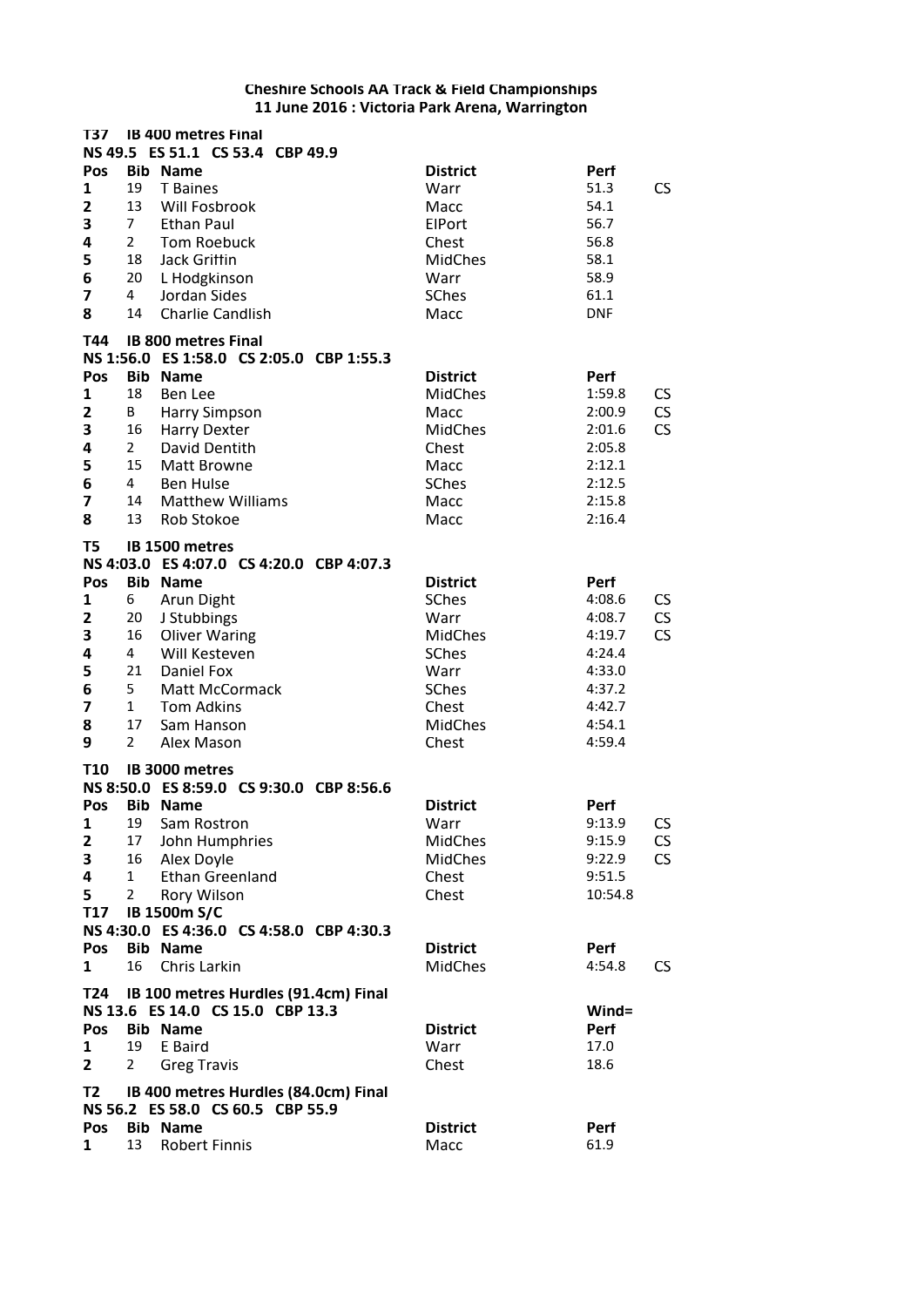**Cheshire Schools AA Track & Field Championships**
**11 June 2016 : Victoria Park Arena, Warrington**

**T37 IB 400 metres Final**
**NS 49.5 ES 51.1 CS 53.4 CBP 49.9**

| Pos | Bib | Name | District | Perf | |
|---|---|---|---|---|---|
| 1 | 19 | T Baines | Warr | 51.3 | CS |
| 2 | 13 | Will Fosbrook | Macc | 54.1 | |
| 3 | 7 | Ethan Paul | ElPort | 56.7 | |
| 4 | 2 | Tom Roebuck | Chest | 56.8 | |
| 5 | 18 | Jack Griffin | MidChes | 58.1 | |
| 6 | 20 | L Hodgkinson | Warr | 58.9 | |
| 7 | 4 | Jordan Sides | SChes | 61.1 | |
| 8 | 14 | Charlie Candlish | Macc | DNF | |

**T44 IB 800 metres Final**
**NS 1:56.0 ES 1:58.0 CS 2:05.0 CBP 1:55.3**

| Pos | Bib | Name | District | Perf | |
|---|---|---|---|---|---|
| 1 | 18 | Ben Lee | MidChes | 1:59.8 | CS |
| 2 | B | Harry Simpson | Macc | 2:00.9 | CS |
| 3 | 16 | Harry Dexter | MidChes | 2:01.6 | CS |
| 4 | 2 | David Dentith | Chest | 2:05.8 | |
| 5 | 15 | Matt Browne | Macc | 2:12.1 | |
| 6 | 4 | Ben Hulse | SChes | 2:12.5 | |
| 7 | 14 | Matthew Williams | Macc | 2:15.8 | |
| 8 | 13 | Rob Stokoe | Macc | 2:16.4 | |

**T5 IB 1500 metres**
**NS 4:03.0 ES 4:07.0 CS 4:20.0 CBP 4:07.3**

| Pos | Bib | Name | District | Perf | |
|---|---|---|---|---|---|
| 1 | 6 | Arun Dight | SChes | 4:08.6 | CS |
| 2 | 20 | J Stubbings | Warr | 4:08.7 | CS |
| 3 | 16 | Oliver Waring | MidChes | 4:19.7 | CS |
| 4 | 4 | Will Kesteven | SChes | 4:24.4 | |
| 5 | 21 | Daniel Fox | Warr | 4:33.0 | |
| 6 | 5 | Matt McCormack | SChes | 4:37.2 | |
| 7 | 1 | Tom Adkins | Chest | 4:42.7 | |
| 8 | 17 | Sam Hanson | MidChes | 4:54.1 | |
| 9 | 2 | Alex Mason | Chest | 4:59.4 | |

**T10 IB 3000 metres**
**NS 8:50.0 ES 8:59.0 CS 9:30.0 CBP 8:56.6**

| Pos | Bib | Name | District | Perf | |
|---|---|---|---|---|---|
| 1 | 19 | Sam Rostron | Warr | 9:13.9 | CS |
| 2 | 17 | John Humphries | MidChes | 9:15.9 | CS |
| 3 | 16 | Alex Doyle | MidChes | 9:22.9 | CS |
| 4 | 1 | Ethan Greenland | Chest | 9:51.5 | |
| 5 | 2 | Rory Wilson | Chest | 10:54.8 | |

**T17 IB 1500m S/C**
**NS 4:30.0 ES 4:36.0 CS 4:58.0 CBP 4:30.3**

| Pos | Bib | Name | District | Perf | |
|---|---|---|---|---|---|
| 1 | 16 | Chris Larkin | MidChes | 4:54.8 | CS |

**T24 IB 100 metres Hurdles (91.4cm) Final**
**NS 13.6 ES 14.0 CS 15.0 CBP 13.3** — **Wind=**

| Pos | Bib | Name | District | Perf |
|---|---|---|---|---|
| 1 | 19 | E Baird | Warr | 17.0 |
| 2 | 2 | Greg Travis | Chest | 18.6 |

**T2 IB 400 metres Hurdles (84.0cm) Final**
**NS 56.2 ES 58.0 CS 60.5 CBP 55.9**

| Pos | Bib | Name | District | Perf |
|---|---|---|---|---|
| 1 | 13 | Robert Finnis | Macc | 61.9 |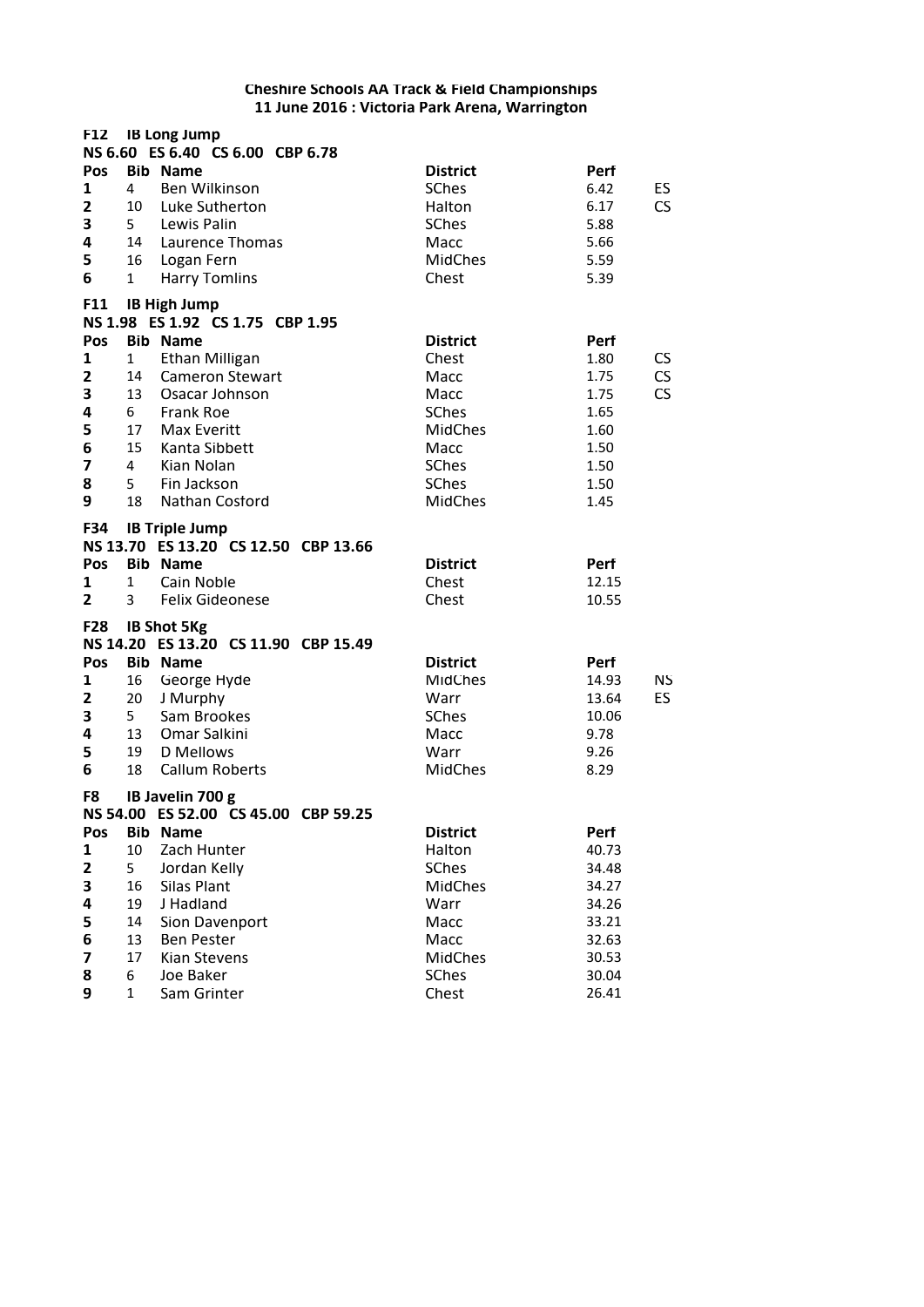**Cheshire Schools AA Track & Field Championships**
**11 June 2016 : Victoria Park Arena, Warrington**

**F12 IB Long Jump**
**NS 6.60 ES 6.40 CS 6.00 CBP 6.78**

| Pos | Bib | Name | District | Perf | |
|---|---|---|---|---|---|
| 1 | 4 | Ben Wilkinson | SChes | 6.42 | ES |
| 2 | 10 | Luke Sutherton | Halton | 6.17 | CS |
| 3 | 5 | Lewis Palin | SChes | 5.88 | |
| 4 | 14 | Laurence Thomas | Macc | 5.66 | |
| 5 | 16 | Logan Fern | MidChes | 5.59 | |
| 6 | 1 | Harry Tomlins | Chest | 5.39 | |

**F11 IB High Jump**
**NS 1.98 ES 1.92 CS 1.75 CBP 1.95**

| Pos | Bib | Name | District | Perf | |
|---|---|---|---|---|---|
| 1 | 1 | Ethan Milligan | Chest | 1.80 | CS |
| 2 | 14 | Cameron Stewart | Macc | 1.75 | CS |
| 3 | 13 | Osacar Johnson | Macc | 1.75 | CS |
| 4 | 6 | Frank Roe | SChes | 1.65 | |
| 5 | 17 | Max Everitt | MidChes | 1.60 | |
| 6 | 15 | Kanta Sibbett | Macc | 1.50 | |
| 7 | 4 | Kian Nolan | SChes | 1.50 | |
| 8 | 5 | Fin Jackson | SChes | 1.50 | |
| 9 | 18 | Nathan Cosford | MidChes | 1.45 | |

**F34 IB Triple Jump**
**NS 13.70 ES 13.20 CS 12.50 CBP 13.66**

| Pos | Bib | Name | District | Perf |
|---|---|---|---|---|
| 1 | 1 | Cain Noble | Chest | 12.15 |
| 2 | 3 | Felix Gideonese | Chest | 10.55 |

**F28 IB Shot 5Kg**
**NS 14.20 ES 13.20 CS 11.90 CBP 15.49**

| Pos | Bib | Name | District | Perf | |
|---|---|---|---|---|---|
| 1 | 16 | George Hyde | MidChes | 14.93 | NS |
| 2 | 20 | J Murphy | Warr | 13.64 | ES |
| 3 | 5 | Sam Brookes | SChes | 10.06 | |
| 4 | 13 | Omar Salkini | Macc | 9.78 | |
| 5 | 19 | D Mellows | Warr | 9.26 | |
| 6 | 18 | Callum Roberts | MidChes | 8.29 | |

**F8 IB Javelin 700 g**
**NS 54.00 ES 52.00 CS 45.00 CBP 59.25**

| Pos | Bib | Name | District | Perf |
|---|---|---|---|---|
| 1 | 10 | Zach Hunter | Halton | 40.73 |
| 2 | 5 | Jordan Kelly | SChes | 34.48 |
| 3 | 16 | Silas Plant | MidChes | 34.27 |
| 4 | 19 | J Hadland | Warr | 34.26 |
| 5 | 14 | Sion Davenport | Macc | 33.21 |
| 6 | 13 | Ben Pester | Macc | 32.63 |
| 7 | 17 | Kian Stevens | MidChes | 30.53 |
| 8 | 6 | Joe Baker | SChes | 30.04 |
| 9 | 1 | Sam Grinter | Chest | 26.41 |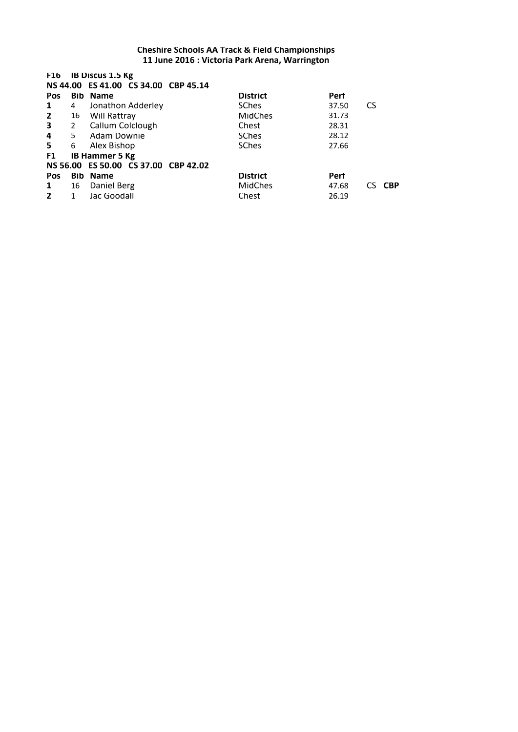**Cheshire Schools AA Track & Field Championships**
**11 June 2016 : Victoria Park Arena, Warrington**

**F16 IB Discus 1.5 Kg**

**NS 44.00 ES 41.00 CS 34.00 CBP 45.14**

| Pos | Bib | Name | District | Perf | |
|---|---|---|---|---|---|
| 1 | 4 | Jonathon Adderley | SChes | 37.50 | CS |
| 2 | 16 | Will Rattray | MidChes | 31.73 | |
| 3 | 2 | Callum Colclough | Chest | 28.31 | |
| 4 | 5 | Adam Downie | SChes | 28.12 | |
| 5 | 6 | Alex Bishop | SChes | 27.66 | |

**F1 IB Hammer 5 Kg**

**NS 56.00 ES 50.00 CS 37.00 CBP 42.02**

| Pos | Bib | Name | District | Perf | |
|---|---|---|---|---|---|
| 1 | 16 | Daniel Berg | MidChes | 47.68 | CS **CBP** |
| 2 | 1 | Jac Goodall | Chest | 26.19 | |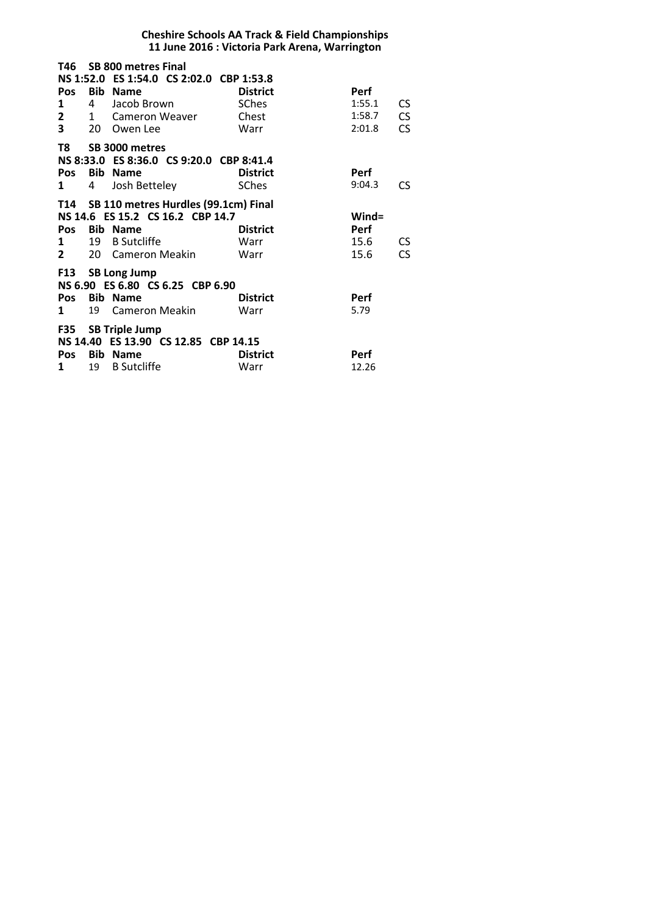**Cheshire Schools AA Track & Field Championships**
**11 June 2016 : Victoria Park Arena, Warrington**

**T46 SB 800 metres Final**
**NS 1:52.0 ES 1:54.0 CS 2:02.0 CBP 1:53.8**

| Pos | Bib | Name | District | Perf | |
|---|---|---|---|---|---|
| 1 | 4 | Jacob Brown | SChes | 1:55.1 | CS |
| 2 | 1 | Cameron Weaver | Chest | 1:58.7 | CS |
| 3 | 20 | Owen Lee | Warr | 2:01.8 | CS |

**T8 SB 3000 metres**
**NS 8:33.0 ES 8:36.0 CS 9:20.0 CBP 8:41.4**

| Pos | Bib | Name | District | Perf | |
|---|---|---|---|---|---|
| 1 | 4 | Josh Betteley | SChes | 9:04.3 | CS |

**T14 SB 110 metres Hurdles (99.1cm) Final**
**NS 14.6 ES 15.2 CS 16.2 CBP 14.7** **Wind=**

| Pos | Bib | Name | District | Perf | |
|---|---|---|---|---|---|
| 1 | 19 | B Sutcliffe | Warr | 15.6 | CS |
| 2 | 20 | Cameron Meakin | Warr | 15.6 | CS |

**F13 SB Long Jump**
**NS 6.90 ES 6.80 CS 6.25 CBP 6.90**

| Pos | Bib | Name | District | Perf |
|---|---|---|---|---|
| 1 | 19 | Cameron Meakin | Warr | 5.79 |

**F35 SB Triple Jump**
**NS 14.40 ES 13.90 CS 12.85 CBP 14.15**

| Pos | Bib | Name | District | Perf |
|---|---|---|---|---|
| 1 | 19 | B Sutcliffe | Warr | 12.26 |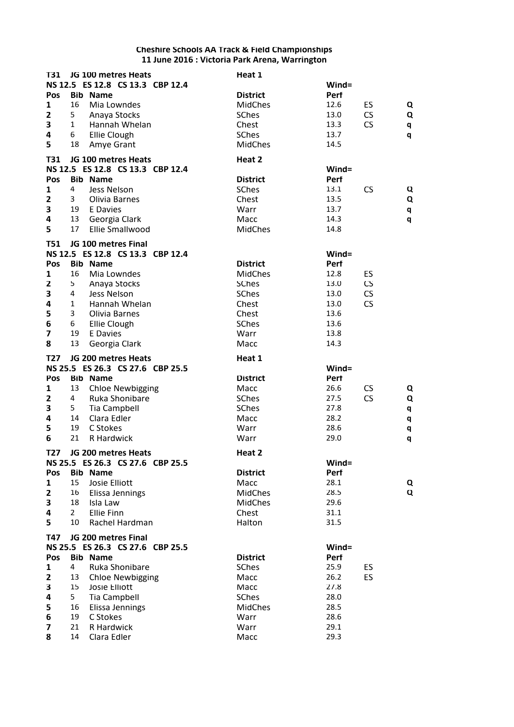**Cheshire Schools AA Track & Field Championships**
**11 June 2016 : Victoria Park Arena, Warrington**

**T31 JG 100 metres Heats** — **Heat 1**

**NS 12.5 ES 12.8 CS 13.3 CBP 12.4** — **Wind=**

| Pos | Bib | Name | District | Perf | | |
|---|---|---|---|---|---|---|
| 1 | 16 | Mia Lowndes | MidChes | 12.6 | ES | Q |
| 2 | 5 | Anaya Stocks | SChes | 13.0 | CS | Q |
| 3 | 1 | Hannah Whelan | Chest | 13.3 | CS | q |
| 4 | 6 | Ellie Clough | SChes | 13.7 | | q |
| 5 | 18 | Amye Grant | MidChes | 14.5 | | |

**T31 JG 100 metres Heats** — **Heat 2**

**NS 12.5 ES 12.8 CS 13.3 CBP 12.4** — **Wind=**

| Pos | Bib | Name | District | Perf | | |
|---|---|---|---|---|---|---|
| 1 | 4 | Jess Nelson | SChes | 13.1 | CS | Q |
| 2 | 3 | Olivia Barnes | Chest | 13.5 | | Q |
| 3 | 19 | E Davies | Warr | 13.7 | | q |
| 4 | 13 | Georgia Clark | Macc | 14.3 | | q |
| 5 | 17 | Ellie Smallwood | MidChes | 14.8 | | |

**T51 JG 100 metres Final**

**NS 12.5 ES 12.8 CS 13.3 CBP 12.4** — **Wind=**

| Pos | Bib | Name | District | Perf | |
|---|---|---|---|---|---|
| 1 | 16 | Mia Lowndes | MidChes | 12.8 | ES |
| 2 | 5 | Anaya Stocks | SChes | 13.0 | CS |
| 3 | 4 | Jess Nelson | SChes | 13.0 | CS |
| 4 | 1 | Hannah Whelan | Chest | 13.0 | CS |
| 5 | 3 | Olivia Barnes | Chest | 13.6 | |
| 6 | 6 | Ellie Clough | SChes | 13.6 | |
| 7 | 19 | E Davies | Warr | 13.8 | |
| 8 | 13 | Georgia Clark | Macc | 14.3 | |

**T27 JG 200 metres Heats** — **Heat 1**

**NS 25.5 ES 26.3 CS 27.6 CBP 25.5** — **Wind=**

| Pos | Bib | Name | District | Perf | | |
|---|---|---|---|---|---|---|
| 1 | 13 | Chloe Newbigging | Macc | 26.6 | CS | Q |
| 2 | 4 | Ruka Shonibare | SChes | 27.5 | CS | Q |
| 3 | 5 | Tia Campbell | SChes | 27.8 | | q |
| 4 | 14 | Clara Edler | Macc | 28.2 | | q |
| 5 | 19 | C Stokes | Warr | 28.6 | | q |
| 6 | 21 | R Hardwick | Warr | 29.0 | | q |

**T27 JG 200 metres Heats** — **Heat 2**

**NS 25.5 ES 26.3 CS 27.6 CBP 25.5** — **Wind=**

| Pos | Bib | Name | District | Perf | | |
|---|---|---|---|---|---|---|
| 1 | 15 | Josie Elliott | Macc | 28.1 | | Q |
| 2 | 16 | Elissa Jennings | MidChes | 28.5 | | Q |
| 3 | 18 | Isla Law | MidChes | 29.6 | | |
| 4 | 2 | Ellie Finn | Chest | 31.1 | | |
| 5 | 10 | Rachel Hardman | Halton | 31.5 | | |

**T47 JG 200 metres Final**

**NS 25.5 ES 26.3 CS 27.6 CBP 25.5** — **Wind=**

| Pos | Bib | Name | District | Perf | |
|---|---|---|---|---|---|
| 1 | 4 | Ruka Shonibare | SChes | 25.9 | ES |
| 2 | 13 | Chloe Newbigging | Macc | 26.2 | ES |
| 3 | 15 | Josie Elliott | Macc | 27.8 | |
| 4 | 5 | Tia Campbell | SChes | 28.0 | |
| 5 | 16 | Elissa Jennings | MidChes | 28.5 | |
| 6 | 19 | C Stokes | Warr | 28.6 | |
| 7 | 21 | R Hardwick | Warr | 29.1 | |
| 8 | 14 | Clara Edler | Macc | 29.3 | |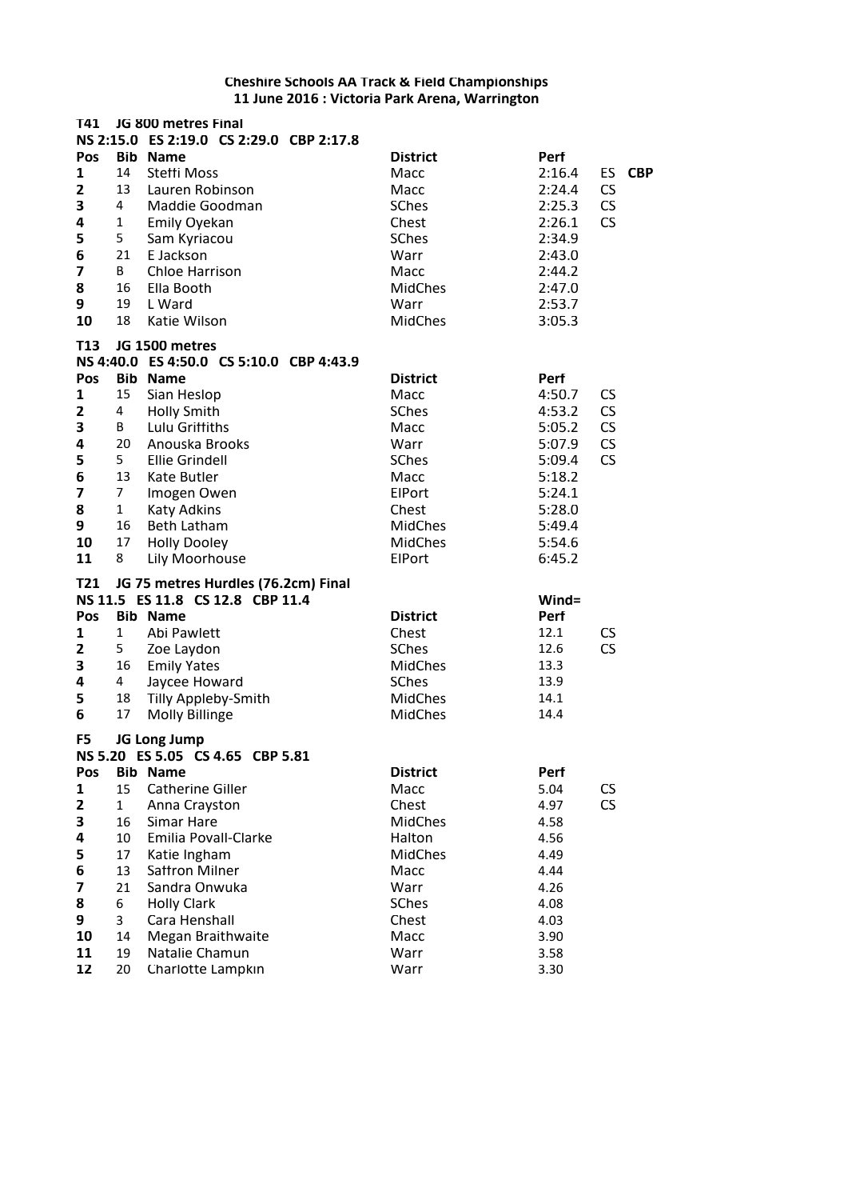**Cheshire Schools AA Track & Field Championships**
**11 June 2016 : Victoria Park Arena, Warrington**

**T41 JG 800 metres Final**
**NS 2:15.0 ES 2:19.0 CS 2:29.0 CBP 2:17.8**

| Pos | Bib | Name | District | Perf | | |
|---|---|---|---|---|---|---|
| 1 | 14 | Steffi Moss | Macc | 2:16.4 | ES | **CBP** |
| 2 | 13 | Lauren Robinson | Macc | 2:24.4 | CS | |
| 3 | 4 | Maddie Goodman | SChes | 2:25.3 | CS | |
| 4 | 1 | Emily Oyekan | Chest | 2:26.1 | CS | |
| 5 | 5 | Sam Kyriacou | SChes | 2:34.9 | | |
| 6 | 21 | E Jackson | Warr | 2:43.0 | | |
| 7 | B | Chloe Harrison | Macc | 2:44.2 | | |
| 8 | 16 | Ella Booth | MidChes | 2:47.0 | | |
| 9 | 19 | L Ward | Warr | 2:53.7 | | |
| 10 | 18 | Katie Wilson | MidChes | 3:05.3 | | |

**T13 JG 1500 metres**
**NS 4:40.0 ES 4:50.0 CS 5:10.0 CBP 4:43.9**

| Pos | Bib | Name | District | Perf | |
|---|---|---|---|---|---|
| 1 | 15 | Sian Heslop | Macc | 4:50.7 | CS |
| 2 | 4 | Holly Smith | SChes | 4:53.2 | CS |
| 3 | B | Lulu Griffiths | Macc | 5:05.2 | CS |
| 4 | 20 | Anouska Brooks | Warr | 5:07.9 | CS |
| 5 | 5 | Ellie Grindell | SChes | 5:09.4 | CS |
| 6 | 13 | Kate Butler | Macc | 5:18.2 | |
| 7 | 7 | Imogen Owen | ElPort | 5:24.1 | |
| 8 | 1 | Katy Adkins | Chest | 5:28.0 | |
| 9 | 16 | Beth Latham | MidChes | 5:49.4 | |
| 10 | 17 | Holly Dooley | MidChes | 5:54.6 | |
| 11 | 8 | Lily Moorhouse | ElPort | 6:45.2 | |

**T21 JG 75 metres Hurdles (76.2cm) Final**
**NS 11.5 ES 11.8 CS 12.8 CBP 11.4** Wind=

| Pos | Bib | Name | District | Perf | |
|---|---|---|---|---|---|
| 1 | 1 | Abi Pawlett | Chest | 12.1 | CS |
| 2 | 5 | Zoe Laydon | SChes | 12.6 | CS |
| 3 | 16 | Emily Yates | MidChes | 13.3 | |
| 4 | 4 | Jaycee Howard | SChes | 13.9 | |
| 5 | 18 | Tilly Appleby-Smith | MidChes | 14.1 | |
| 6 | 17 | Molly Billinge | MidChes | 14.4 | |

**F5 JG Long Jump**
**NS 5.20 ES 5.05 CS 4.65 CBP 5.81**

| Pos | Bib | Name | District | Perf | |
|---|---|---|---|---|---|
| 1 | 15 | Catherine Giller | Macc | 5.04 | CS |
| 2 | 1 | Anna Crayston | Chest | 4.97 | CS |
| 3 | 16 | Simar Hare | MidChes | 4.58 | |
| 4 | 10 | Emilia Povall-Clarke | Halton | 4.56 | |
| 5 | 17 | Katie Ingham | MidChes | 4.49 | |
| 6 | 13 | Saffron Milner | Macc | 4.44 | |
| 7 | 21 | Sandra Onwuka | Warr | 4.26 | |
| 8 | 6 | Holly Clark | SChes | 4.08 | |
| 9 | 3 | Cara Henshall | Chest | 4.03 | |
| 10 | 14 | Megan Braithwaite | Macc | 3.90 | |
| 11 | 19 | Natalie Chamun | Warr | 3.58 | |
| 12 | 20 | Charlotte Lampkin | Warr | 3.30 | |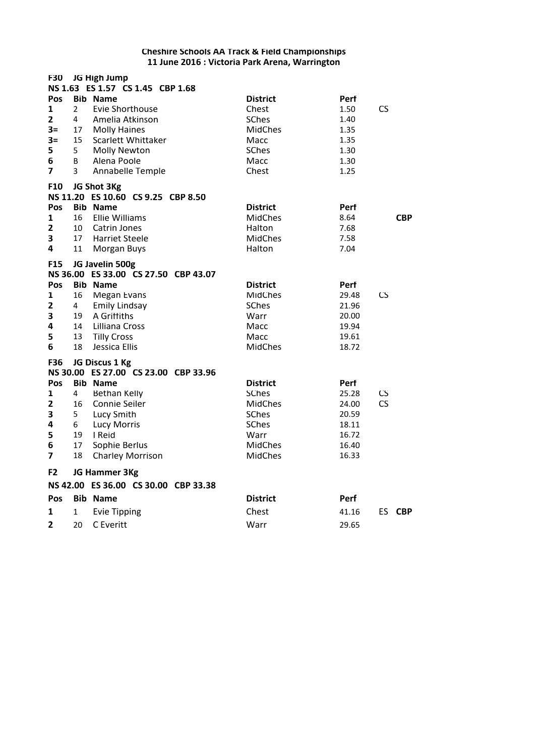**Cheshire Schools AA Track & Field Championships**
**11 June 2016 : Victoria Park Arena, Warrington**

**F30 JG High Jump**
**NS 1.63 ES 1.57 CS 1.45 CBP 1.68**

| Pos | Bib | Name | District | Perf | | |
|---|---|---|---|---|---|---|
| 1 | 2 | Evie Shorthouse | Chest | 1.50 | CS | |
| 2 | 4 | Amelia Atkinson | SChes | 1.40 | | |
| 3= | 17 | Molly Haines | MidChes | 1.35 | | |
| 3= | 15 | Scarlett Whittaker | Macc | 1.35 | | |
| 5 | 5 | Molly Newton | SChes | 1.30 | | |
| 6 | B | Alena Poole | Macc | 1.30 | | |
| 7 | 3 | Annabelle Temple | Chest | 1.25 | | |

**F10 JG Shot 3Kg**
**NS 11.20 ES 10.60 CS 9.25 CBP 8.50**

| Pos | Bib | Name | District | Perf | | |
|---|---|---|---|---|---|---|
| 1 | 16 | Ellie Williams | MidChes | 8.64 | | **CBP** |
| 2 | 10 | Catrin Jones | Halton | 7.68 | | |
| 3 | 17 | Harriet Steele | MidChes | 7.58 | | |
| 4 | 11 | Morgan Buys | Halton | 7.04 | | |

**F15 JG Javelin 500g**
**NS 36.00 ES 33.00 CS 27.50 CBP 43.07**

| Pos | Bib | Name | District | Perf | | |
|---|---|---|---|---|---|---|
| 1 | 16 | Megan Evans | MidChes | 29.48 | CS | |
| 2 | 4 | Emily Lindsay | SChes | 21.96 | | |
| 3 | 19 | A Griffiths | Warr | 20.00 | | |
| 4 | 14 | Lilliana Cross | Macc | 19.94 | | |
| 5 | 13 | Tilly Cross | Macc | 19.61 | | |
| 6 | 18 | Jessica Ellis | MidChes | 18.72 | | |

**F36 JG Discus 1 Kg**
**NS 30.00 ES 27.00 CS 23.00 CBP 33.96**

| Pos | Bib | Name | District | Perf | | |
|---|---|---|---|---|---|---|
| 1 | 4 | Bethan Kelly | SChes | 25.28 | CS | |
| 2 | 16 | Connie Seiler | MidChes | 24.00 | CS | |
| 3 | 5 | Lucy Smith | SChes | 20.59 | | |
| 4 | 6 | Lucy Morris | SChes | 18.11 | | |
| 5 | 19 | I Reid | Warr | 16.72 | | |
| 6 | 17 | Sophie Berlus | MidChes | 16.40 | | |
| 7 | 18 | Charley Morrison | MidChes | 16.33 | | |

**F2 JG Hammer 3Kg**
**NS 42.00 ES 36.00 CS 30.00 CBP 33.38**

| Pos | Bib | Name | District | Perf | | |
|---|---|---|---|---|---|---|
| 1 | 1 | Evie Tipping | Chest | 41.16 | ES | **CBP** |
| 2 | 20 | C Everitt | Warr | 29.65 | | |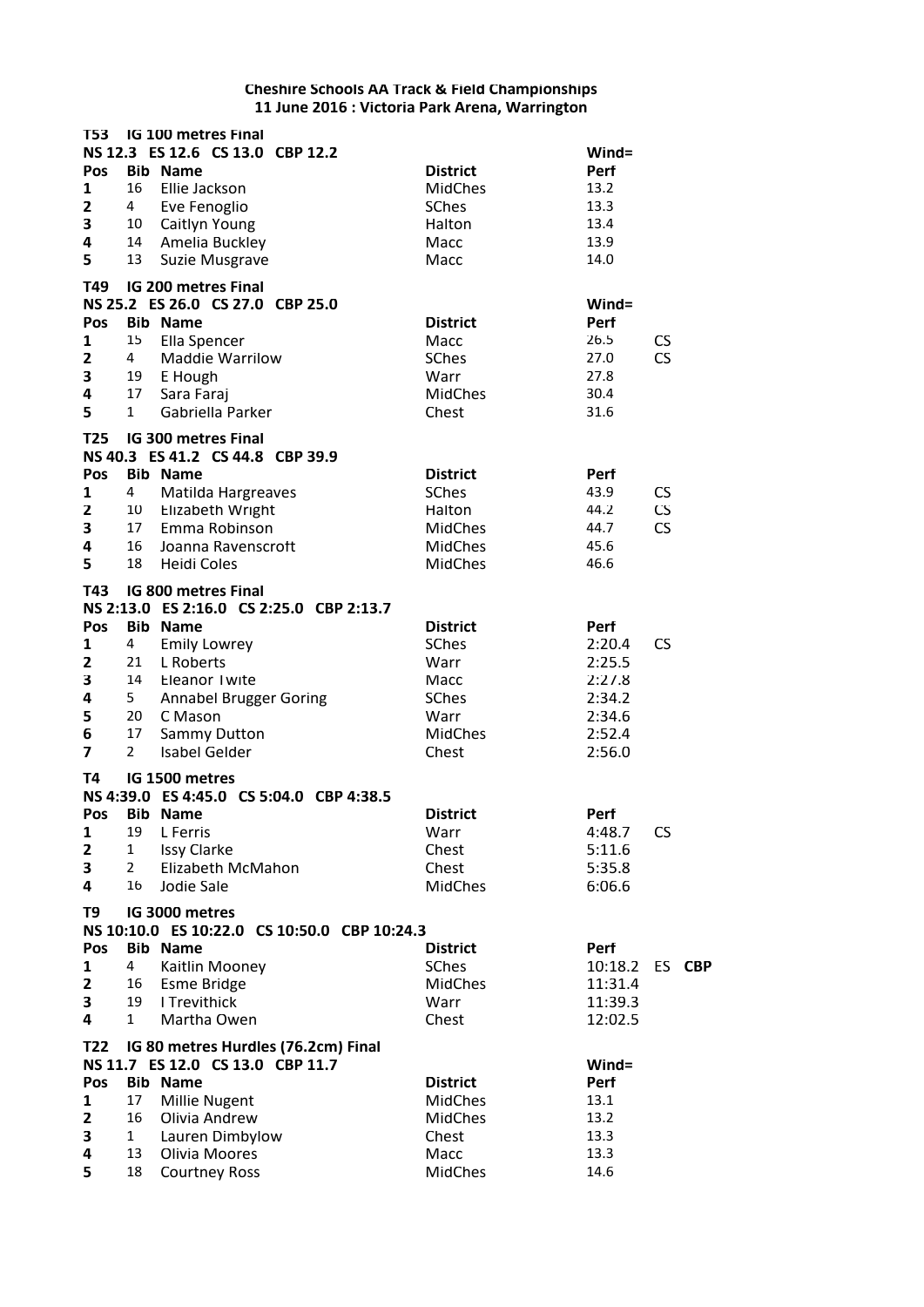**Cheshire Schools AA Track & Field Championships**
**11 June 2016 : Victoria Park Arena, Warrington**

**T53 IG 100 metres Final**
**NS 12.3 ES 12.6 CS 13.0 CBP 12.2**

| Pos | Bib | Name | District | Wind= Perf | |
|---|---|---|---|---|---|
| 1 | 16 | Ellie Jackson | MidChes | 13.2 | |
| 2 | 4 | Eve Fenoglio | SChes | 13.3 | |
| 3 | 10 | Caitlyn Young | Halton | 13.4 | |
| 4 | 14 | Amelia Buckley | Macc | 13.9 | |
| 5 | 13 | Suzie Musgrave | Macc | 14.0 | |

**T49 IG 200 metres Final**
**NS 25.2 ES 26.0 CS 27.0 CBP 25.0**

| Pos | Bib | Name | District | Wind= Perf | |
|---|---|---|---|---|---|
| 1 | 15 | Ella Spencer | Macc | 26.5 | CS |
| 2 | 4 | Maddie Warrilow | SChes | 27.0 | CS |
| 3 | 19 | E Hough | Warr | 27.8 | |
| 4 | 17 | Sara Faraj | MidChes | 30.4 | |
| 5 | 1 | Gabriella Parker | Chest | 31.6 | |

**T25 IG 300 metres Final**
**NS 40.3 ES 41.2 CS 44.8 CBP 39.9**

| Pos | Bib | Name | District | Perf | |
|---|---|---|---|---|---|
| 1 | 4 | Matilda Hargreaves | SChes | 43.9 | CS |
| 2 | 10 | Elizabeth Wright | Halton | 44.2 | CS |
| 3 | 17 | Emma Robinson | MidChes | 44.7 | CS |
| 4 | 16 | Joanna Ravenscroft | MidChes | 45.6 | |
| 5 | 18 | Heidi Coles | MidChes | 46.6 | |

**T43 IG 800 metres Final**
**NS 2:13.0 ES 2:16.0 CS 2:25.0 CBP 2:13.7**

| Pos | Bib | Name | District | Perf | |
|---|---|---|---|---|---|
| 1 | 4 | Emily Lowrey | SChes | 2:20.4 | CS |
| 2 | 21 | L Roberts | Warr | 2:25.5 | |
| 3 | 14 | Eleanor Twite | Macc | 2:27.8 | |
| 4 | 5 | Annabel Brugger Goring | SChes | 2:34.2 | |
| 5 | 20 | C Mason | Warr | 2:34.6 | |
| 6 | 17 | Sammy Dutton | MidChes | 2:52.4 | |
| 7 | 2 | Isabel Gelder | Chest | 2:56.0 | |

**T4 IG 1500 metres**
**NS 4:39.0 ES 4:45.0 CS 5:04.0 CBP 4:38.5**

| Pos | Bib | Name | District | Perf | |
|---|---|---|---|---|---|
| 1 | 19 | L Ferris | Warr | 4:48.7 | CS |
| 2 | 1 | Issy Clarke | Chest | 5:11.6 | |
| 3 | 2 | Elizabeth McMahon | Chest | 5:35.8 | |
| 4 | 16 | Jodie Sale | MidChes | 6:06.6 | |

**T9 IG 3000 metres**
**NS 10:10.0 ES 10:22.0 CS 10:50.0 CBP 10:24.3**

| Pos | Bib | Name | District | Perf | | |
|---|---|---|---|---|---|---|
| 1 | 4 | Kaitlin Mooney | SChes | 10:18.2 | ES | **CBP** |
| 2 | 16 | Esme Bridge | MidChes | 11:31.4 | | |
| 3 | 19 | I Trevithick | Warr | 11:39.3 | | |
| 4 | 1 | Martha Owen | Chest | 12:02.5 | | |

**T22 IG 80 metres Hurdles (76.2cm) Final**
**NS 11.7 ES 12.0 CS 13.0 CBP 11.7**

| Pos | Bib | Name | District | Wind= Perf |
|---|---|---|---|---|
| 1 | 17 | Millie Nugent | MidChes | 13.1 |
| 2 | 16 | Olivia Andrew | MidChes | 13.2 |
| 3 | 1 | Lauren Dimbylow | Chest | 13.3 |
| 4 | 13 | Olivia Moores | Macc | 13.3 |
| 5 | 18 | Courtney Ross | MidChes | 14.6 |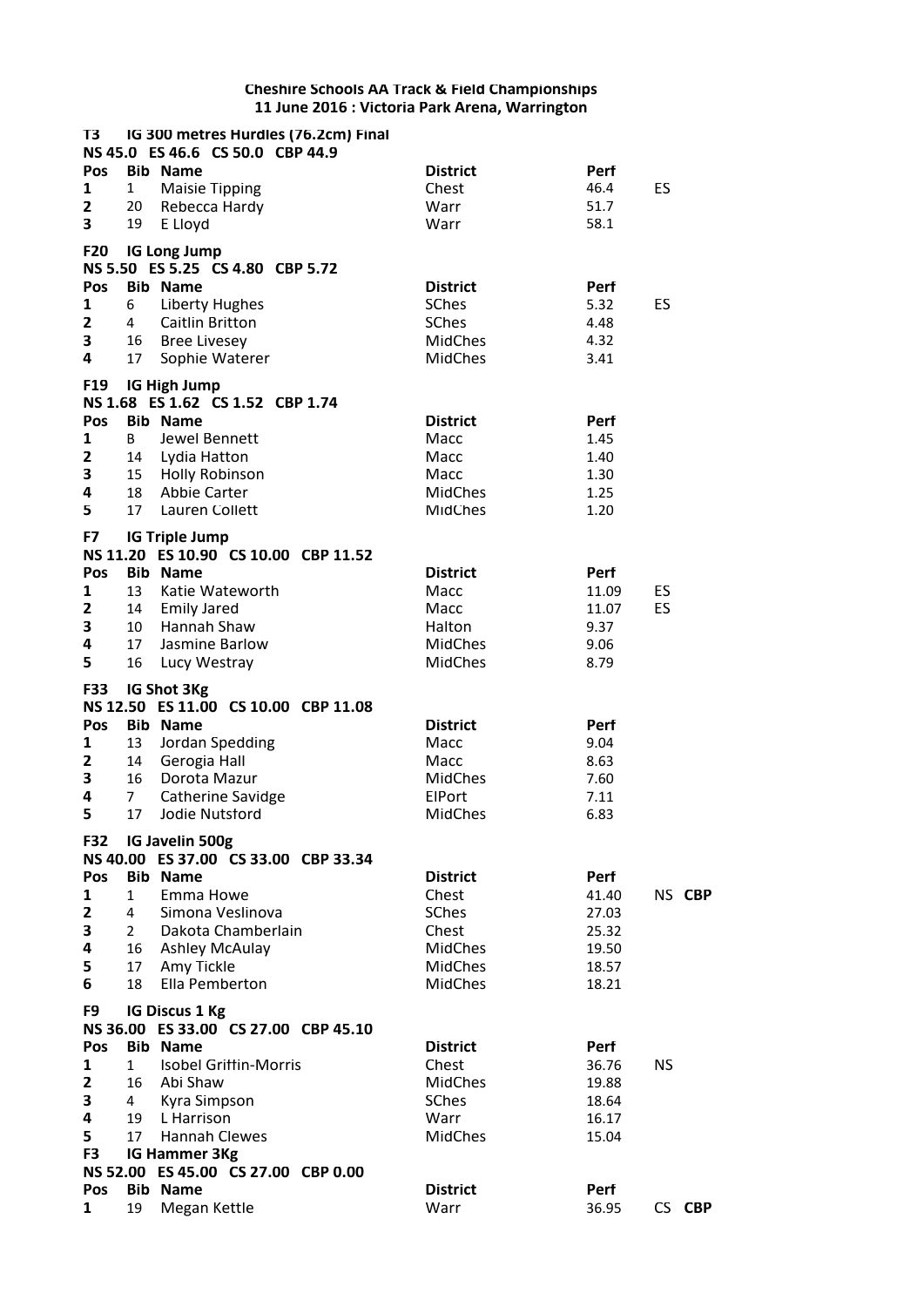**Cheshire Schools AA Track & Field Championships**
**11 June 2016 : Victoria Park Arena, Warrington**

**T3 IG 300 metres Hurdles (76.2cm) Final**
**NS 45.0 ES 46.6 CS 50.0 CBP 44.9**

| Pos | Bib | Name | District | Perf | |
|---|---|---|---|---|---|
| 1 | 1 | Maisie Tipping | Chest | 46.4 | ES |
| 2 | 20 | Rebecca Hardy | Warr | 51.7 | |
| 3 | 19 | E Lloyd | Warr | 58.1 | |

**F20 IG Long Jump**
**NS 5.50 ES 5.25 CS 4.80 CBP 5.72**

| Pos | Bib | Name | District | Perf | |
|---|---|---|---|---|---|
| 1 | 6 | Liberty Hughes | SChes | 5.32 | ES |
| 2 | 4 | Caitlin Britton | SChes | 4.48 | |
| 3 | 16 | Bree Livesey | MidChes | 4.32 | |
| 4 | 17 | Sophie Waterer | MidChes | 3.41 | |

**F19 IG High Jump**
**NS 1.68 ES 1.62 CS 1.52 CBP 1.74**

| Pos | Bib | Name | District | Perf | |
|---|---|---|---|---|---|
| 1 | B | Jewel Bennett | Macc | 1.45 | |
| 2 | 14 | Lydia Hatton | Macc | 1.40 | |
| 3 | 15 | Holly Robinson | Macc | 1.30 | |
| 4 | 18 | Abbie Carter | MidChes | 1.25 | |
| 5 | 17 | Lauren Collett | MidChes | 1.20 | |

**F7 IG Triple Jump**
**NS 11.20 ES 10.90 CS 10.00 CBP 11.52**

| Pos | Bib | Name | District | Perf | |
|---|---|---|---|---|---|
| 1 | 13 | Katie Wateworth | Macc | 11.09 | ES |
| 2 | 14 | Emily Jared | Macc | 11.07 | ES |
| 3 | 10 | Hannah Shaw | Halton | 9.37 | |
| 4 | 17 | Jasmine Barlow | MidChes | 9.06 | |
| 5 | 16 | Lucy Westray | MidChes | 8.79 | |

**F33 IG Shot 3Kg**
**NS 12.50 ES 11.00 CS 10.00 CBP 11.08**

| Pos | Bib | Name | District | Perf | |
|---|---|---|---|---|---|
| 1 | 13 | Jordan Spedding | Macc | 9.04 | |
| 2 | 14 | Gerogia Hall | Macc | 8.63 | |
| 3 | 16 | Dorota Mazur | MidChes | 7.60 | |
| 4 | 7 | Catherine Savidge | ElPort | 7.11 | |
| 5 | 17 | Jodie Nutsford | MidChes | 6.83 | |

**F32 IG Javelin 500g**
**NS 40.00 ES 37.00 CS 33.00 CBP 33.34**

| Pos | Bib | Name | District | Perf | |
|---|---|---|---|---|---|
| 1 | 1 | Emma Howe | Chest | 41.40 | NS **CBP** |
| 2 | 4 | Simona Veslinova | SChes | 27.03 | |
| 3 | 2 | Dakota Chamberlain | Chest | 25.32 | |
| 4 | 16 | Ashley McAulay | MidChes | 19.50 | |
| 5 | 17 | Amy Tickle | MidChes | 18.57 | |
| 6 | 18 | Ella Pemberton | MidChes | 18.21 | |

**F9 IG Discus 1 Kg**
**NS 36.00 ES 33.00 CS 27.00 CBP 45.10**

| Pos | Bib | Name | District | Perf | |
|---|---|---|---|---|---|
| 1 | 1 | Isobel Griffin-Morris | Chest | 36.76 | NS |
| 2 | 16 | Abi Shaw | MidChes | 19.88 | |
| 3 | 4 | Kyra Simpson | SChes | 18.64 | |
| 4 | 19 | L Harrison | Warr | 16.17 | |
| 5 | 17 | Hannah Clewes | MidChes | 15.04 | |

**F3 IG Hammer 3Kg**
**NS 52.00 ES 45.00 CS 27.00 CBP 0.00**

| Pos | Bib | Name | District | Perf | |
|---|---|---|---|---|---|
| 1 | 19 | Megan Kettle | Warr | 36.95 | CS **CBP** |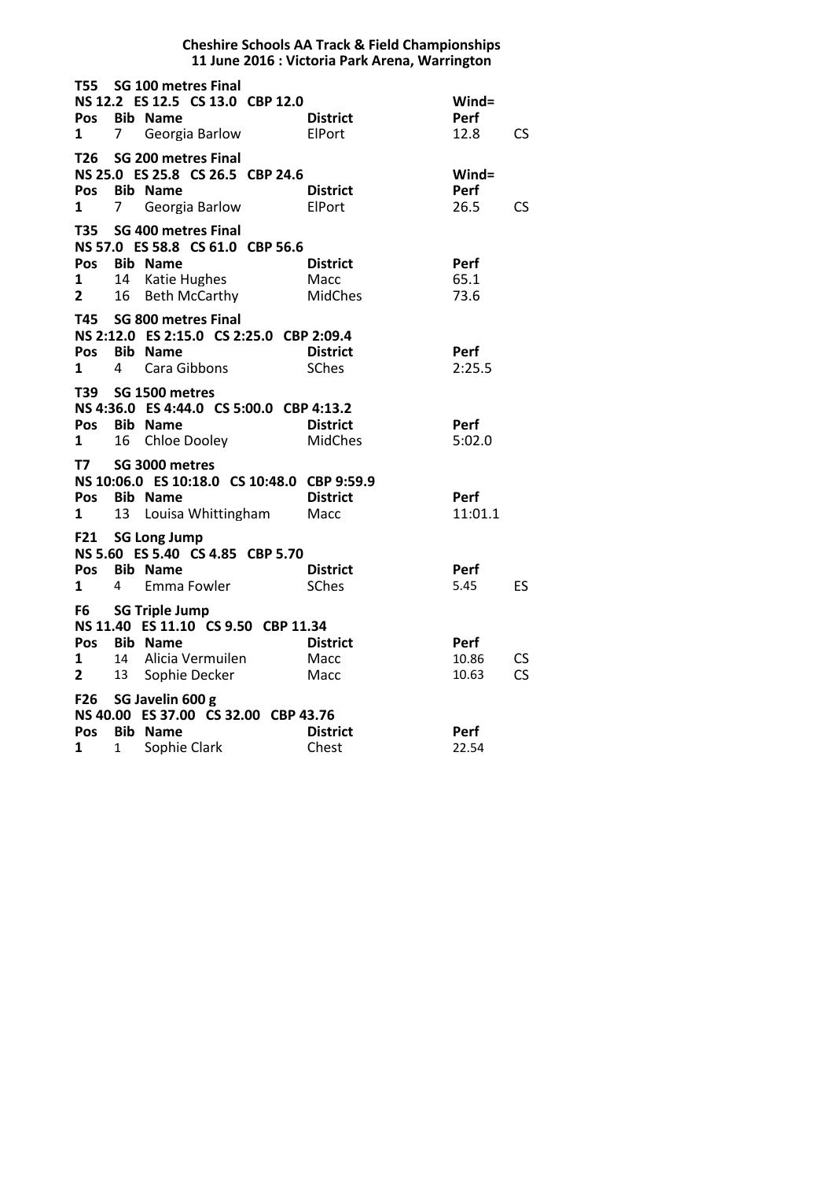**Cheshire Schools AA Track & Field Championships**
**11 June 2016 : Victoria Park Arena, Warrington**

**T55 SG 100 metres Final**
**NS 12.2 ES 12.5 CS 13.0 CBP 12.0**

| Pos | Bib | Name | District | Wind= Perf | |
|---|---|---|---|---|---|
| 1 | 7 | Georgia Barlow | ElPort | 12.8 | CS |

**T26 SG 200 metres Final**
**NS 25.0 ES 25.8 CS 26.5 CBP 24.6**

| Pos | Bib | Name | District | Wind= Perf | |
|---|---|---|---|---|---|
| 1 | 7 | Georgia Barlow | ElPort | 26.5 | CS |

**T35 SG 400 metres Final**
**NS 57.0 ES 58.8 CS 61.0 CBP 56.6**

| Pos | Bib | Name | District | Perf |
|---|---|---|---|---|
| 1 | 14 | Katie Hughes | Macc | 65.1 |
| 2 | 16 | Beth McCarthy | MidChes | 73.6 |

**T45 SG 800 metres Final**
**NS 2:12.0 ES 2:15.0 CS 2:25.0 CBP 2:09.4**

| Pos | Bib | Name | District | Perf |
|---|---|---|---|---|
| 1 | 4 | Cara Gibbons | SChes | 2:25.5 |

**T39 SG 1500 metres**
**NS 4:36.0 ES 4:44.0 CS 5:00.0 CBP 4:13.2**

| Pos | Bib | Name | District | Perf |
|---|---|---|---|---|
| 1 | 16 | Chloe Dooley | MidChes | 5:02.0 |

**T7 SG 3000 metres**
**NS 10:06.0 ES 10:18.0 CS 10:48.0 CBP 9:59.9**

| Pos | Bib | Name | District | Perf |
|---|---|---|---|---|
| 1 | 13 | Louisa Whittingham | Macc | 11:01.1 |

**F21 SG Long Jump**
**NS 5.60 ES 5.40 CS 4.85 CBP 5.70**

| Pos | Bib | Name | District | Perf | |
|---|---|---|---|---|---|
| 1 | 4 | Emma Fowler | SChes | 5.45 | ES |

**F6 SG Triple Jump**
**NS 11.40 ES 11.10 CS 9.50 CBP 11.34**

| Pos | Bib | Name | District | Perf | |
|---|---|---|---|---|---|
| 1 | 14 | Alicia Vermuilen | Macc | 10.86 | CS |
| 2 | 13 | Sophie Decker | Macc | 10.63 | CS |

**F26 SG Javelin 600 g**
**NS 40.00 ES 37.00 CS 32.00 CBP 43.76**

| Pos | Bib | Name | District | Perf |
|---|---|---|---|---|
| 1 | 1 | Sophie Clark | Chest | 22.54 |